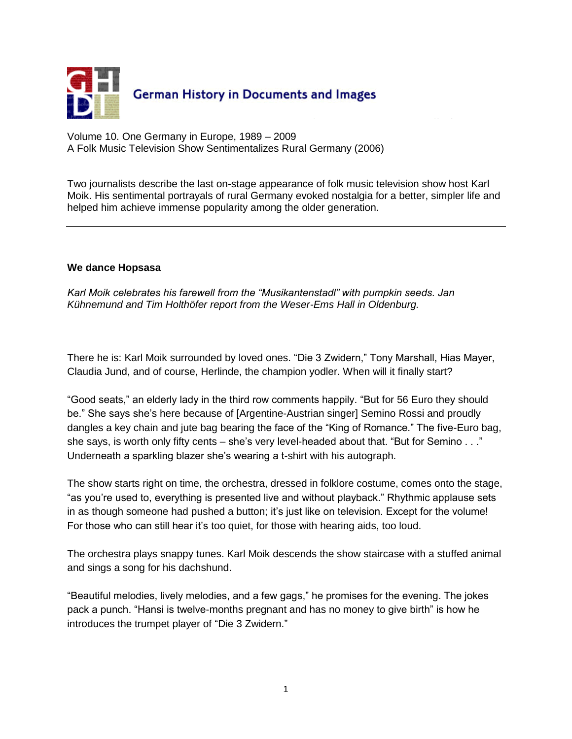German History in Documents and Images

Volume 10. One Germany in Europe, 1989 – 2009
A Folk Music Television Show Sentimentalizes Rural Germany (2006)

Two journalists describe the last on-stage appearance of folk music television show host Karl Moik. His sentimental portrayals of rural Germany evoked nostalgia for a better, simpler life and helped him achieve immense popularity among the older generation.

---

**We dance Hopsasa**

*Karl Moik celebrates his farewell from the "Musikantenstadl" with pumpkin seeds. Jan Kühnemund and Tim Holthöfer report from the Weser-Ems Hall in Oldenburg.*

There he is: Karl Moik surrounded by loved ones. "Die 3 Zwidern," Tony Marshall, Hias Mayer, Claudia Jund, and of course, Herlinde, the champion yodler. When will it finally start?

"Good seats," an elderly lady in the third row comments happily. "But for 56 Euro they should be." She says she's here because of [Argentine-Austrian singer] Semino Rossi and proudly dangles a key chain and jute bag bearing the face of the "King of Romance." The five-Euro bag, she says, is worth only fifty cents – she's very level-headed about that. "But for Semino . . ." Underneath a sparkling blazer she's wearing a t-shirt with his autograph.

The show starts right on time, the orchestra, dressed in folklore costume, comes onto the stage, "as you're used to, everything is presented live and without playback." Rhythmic applause sets in as though someone had pushed a button; it's just like on television. Except for the volume! For those who can still hear it's too quiet, for those with hearing aids, too loud.

The orchestra plays snappy tunes. Karl Moik descends the show staircase with a stuffed animal and sings a song for his dachshund.

"Beautiful melodies, lively melodies, and a few gags," he promises for the evening. The jokes pack a punch. "Hansi is twelve-months pregnant and has no money to give birth" is how he introduces the trumpet player of "Die 3 Zwidern."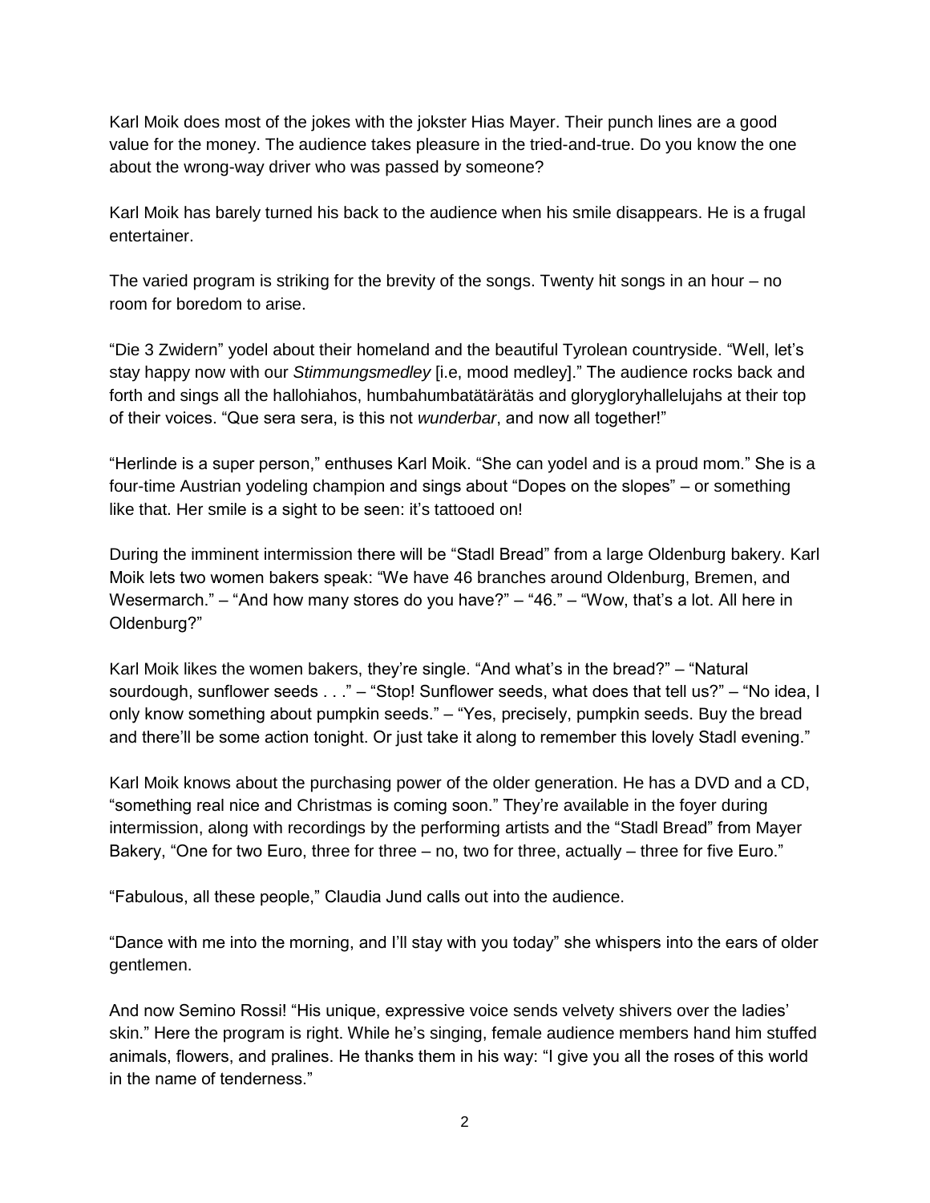Karl Moik does most of the jokes with the jokster Hias Mayer. Their punch lines are a good value for the money. The audience takes pleasure in the tried-and-true. Do you know the one about the wrong-way driver who was passed by someone?

Karl Moik has barely turned his back to the audience when his smile disappears. He is a frugal entertainer.

The varied program is striking for the brevity of the songs. Twenty hit songs in an hour – no room for boredom to arise.

"Die 3 Zwidern" yodel about their homeland and the beautiful Tyrolean countryside. "Well, let's stay happy now with our *Stimmungsmedley* [i.e, mood medley]." The audience rocks back and forth and sings all the hallohiahos, humbahumbatätärätäs and glorygloryhallelujahs at their top of their voices. "Que sera sera, is this not *wunderbar*, and now all together!"

"Herlinde is a super person," enthuses Karl Moik. "She can yodel and is a proud mom." She is a four-time Austrian yodeling champion and sings about "Dopes on the slopes" – or something like that. Her smile is a sight to be seen: it's tattooed on!

During the imminent intermission there will be "Stadl Bread" from a large Oldenburg bakery. Karl Moik lets two women bakers speak: "We have 46 branches around Oldenburg, Bremen, and Wesermarch." – "And how many stores do you have?" – "46." – "Wow, that's a lot. All here in Oldenburg?"

Karl Moik likes the women bakers, they're single. "And what's in the bread?" – "Natural sourdough, sunflower seeds . . ." – "Stop! Sunflower seeds, what does that tell us?" – "No idea, I only know something about pumpkin seeds." – "Yes, precisely, pumpkin seeds. Buy the bread and there'll be some action tonight. Or just take it along to remember this lovely Stadl evening."

Karl Moik knows about the purchasing power of the older generation. He has a DVD and a CD, "something real nice and Christmas is coming soon." They're available in the foyer during intermission, along with recordings by the performing artists and the "Stadl Bread" from Mayer Bakery, "One for two Euro, three for three – no, two for three, actually – three for five Euro."

"Fabulous, all these people," Claudia Jund calls out into the audience.

"Dance with me into the morning, and I'll stay with you today" she whispers into the ears of older gentlemen.

And now Semino Rossi! "His unique, expressive voice sends velvety shivers over the ladies' skin." Here the program is right. While he's singing, female audience members hand him stuffed animals, flowers, and pralines. He thanks them in his way: "I give you all the roses of this world in the name of tenderness."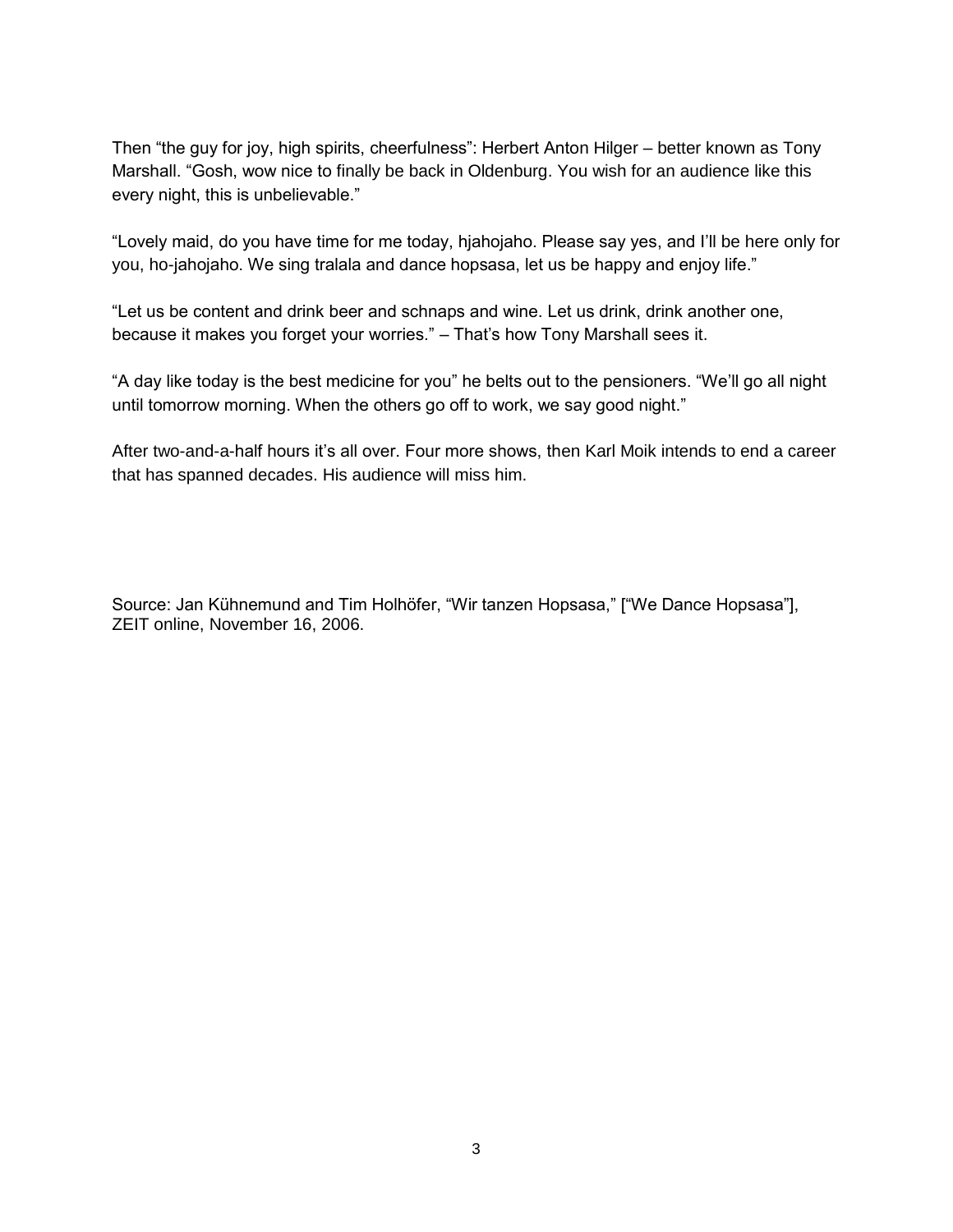Then “the guy for joy, high spirits, cheerfulness”: Herbert Anton Hilger – better known as Tony Marshall. “Gosh, wow nice to finally be back in Oldenburg. You wish for an audience like this every night, this is unbelievable.”

“Lovely maid, do you have time for me today, hjahojaho. Please say yes, and I’ll be here only for you, ho-jahojaho. We sing tralala and dance hopsasa, let us be happy and enjoy life.”

“Let us be content and drink beer and schnaps and wine. Let us drink, drink another one, because it makes you forget your worries.” – That’s how Tony Marshall sees it.

“A day like today is the best medicine for you” he belts out to the pensioners. “We’ll go all night until tomorrow morning. When the others go off to work, we say good night.”

After two-and-a-half hours it’s all over. Four more shows, then Karl Moik intends to end a career that has spanned decades. His audience will miss him.

Source: Jan Kühnemund and Tim Holhöfer, “Wir tanzen Hopsasa,” [“We Dance Hopsasa”], ZEIT online, November 16, 2006.